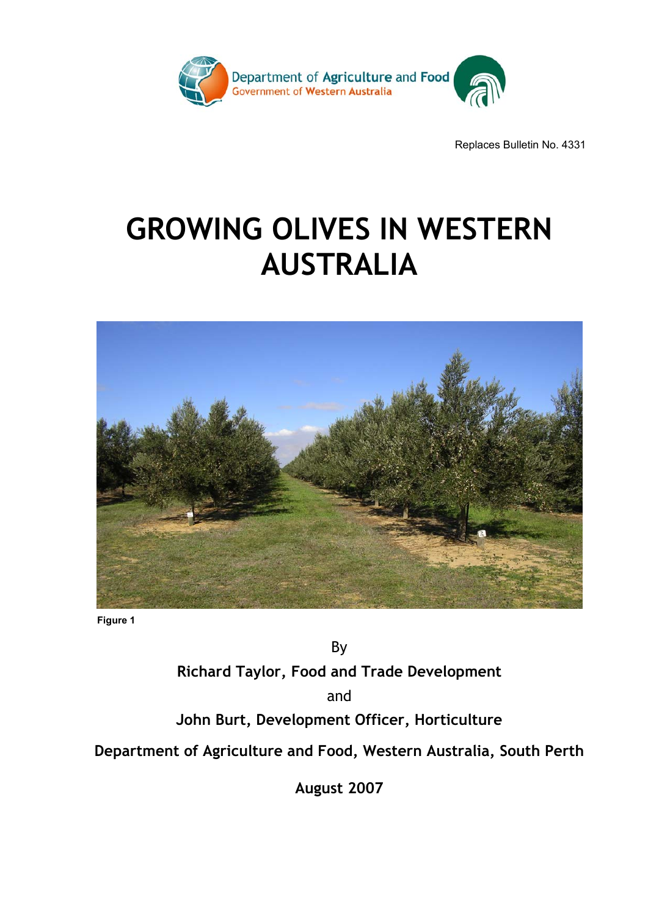Department of Agriculture and Food
Government of Western Australia

Replaces Bulletin No. 4331

# GROWING OLIVES IN WESTERN AUSTRALIA

**Figure 1**

By

**Richard Taylor, Food and Trade Development**

and

**John Burt, Development Officer, Horticulture**

**Department of Agriculture and Food, Western Australia, South Perth**

**August 2007**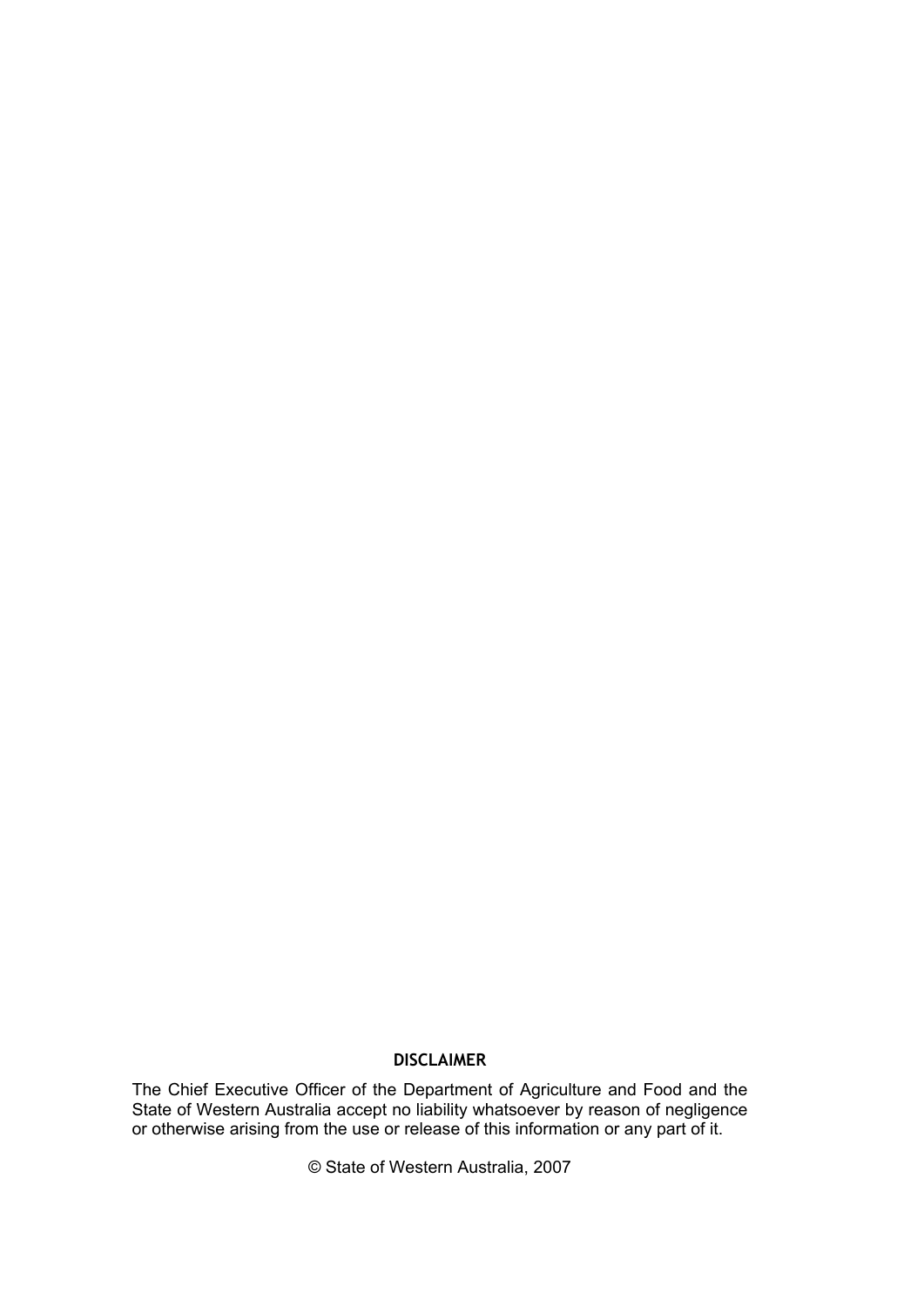**DISCLAIMER**

The Chief Executive Officer of the Department of Agriculture and Food and the State of Western Australia accept no liability whatsoever by reason of negligence or otherwise arising from the use or release of this information or any part of it.

© State of Western Australia, 2007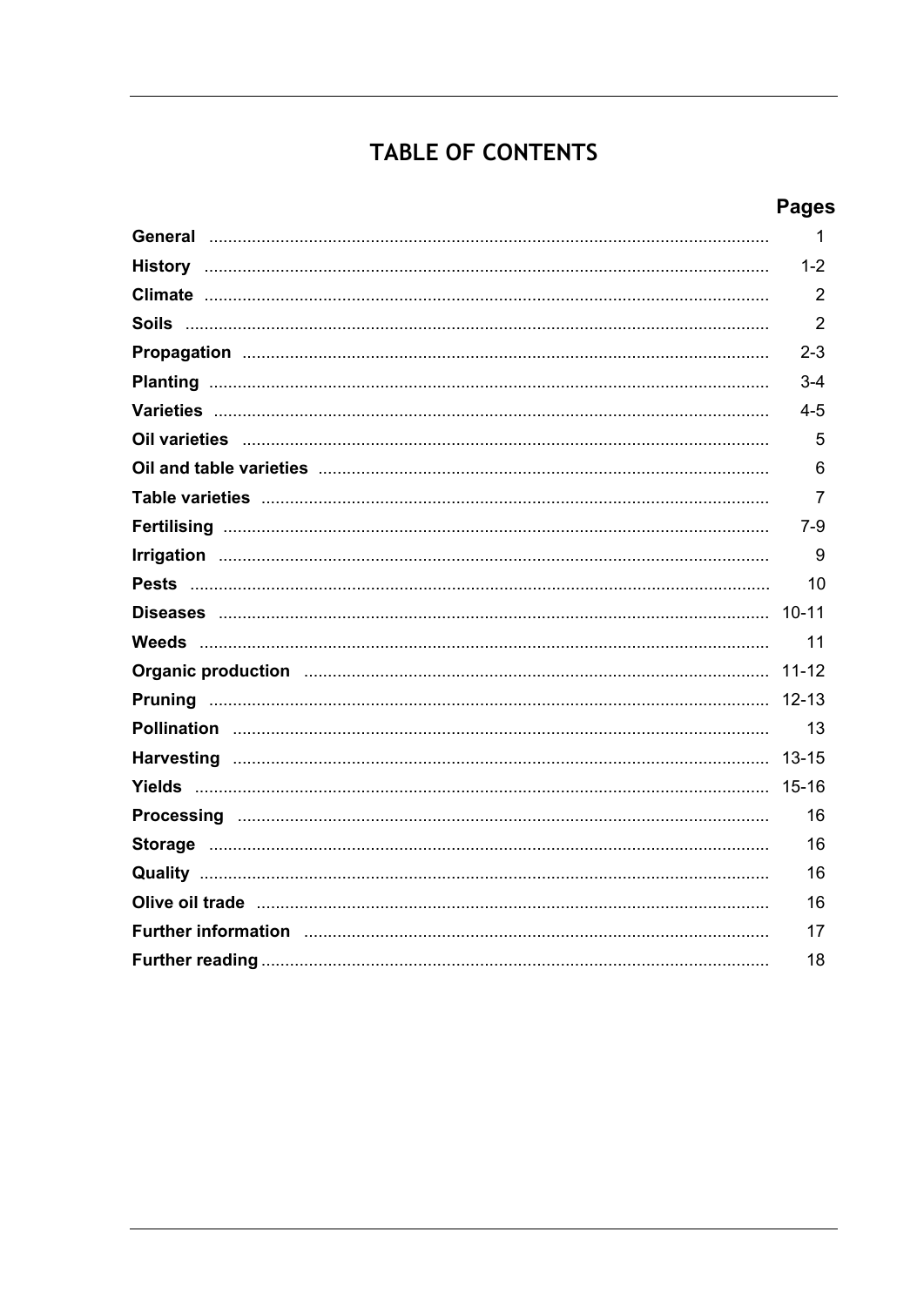# TABLE OF CONTENTS

| | Pages |
| --- | --- |
| **General** | 1 |
| **History** | 1-2 |
| **Climate** | 2 |
| **Soils** | 2 |
| **Propagation** | 2-3 |
| **Planting** | 3-4 |
| **Varieties** | 4-5 |
| **Oil varieties** | 5 |
| **Oil and table varieties** | 6 |
| **Table varieties** | 7 |
| **Fertilising** | 7-9 |
| **Irrigation** | 9 |
| **Pests** | 10 |
| **Diseases** | 10-11 |
| **Weeds** | 11 |
| **Organic production** | 11-12 |
| **Pruning** | 12-13 |
| **Pollination** | 13 |
| **Harvesting** | 13-15 |
| **Yields** | 15-16 |
| **Processing** | 16 |
| **Storage** | 16 |
| **Quality** | 16 |
| **Olive oil trade** | 16 |
| **Further information** | 17 |
| **Further reading** | 18 |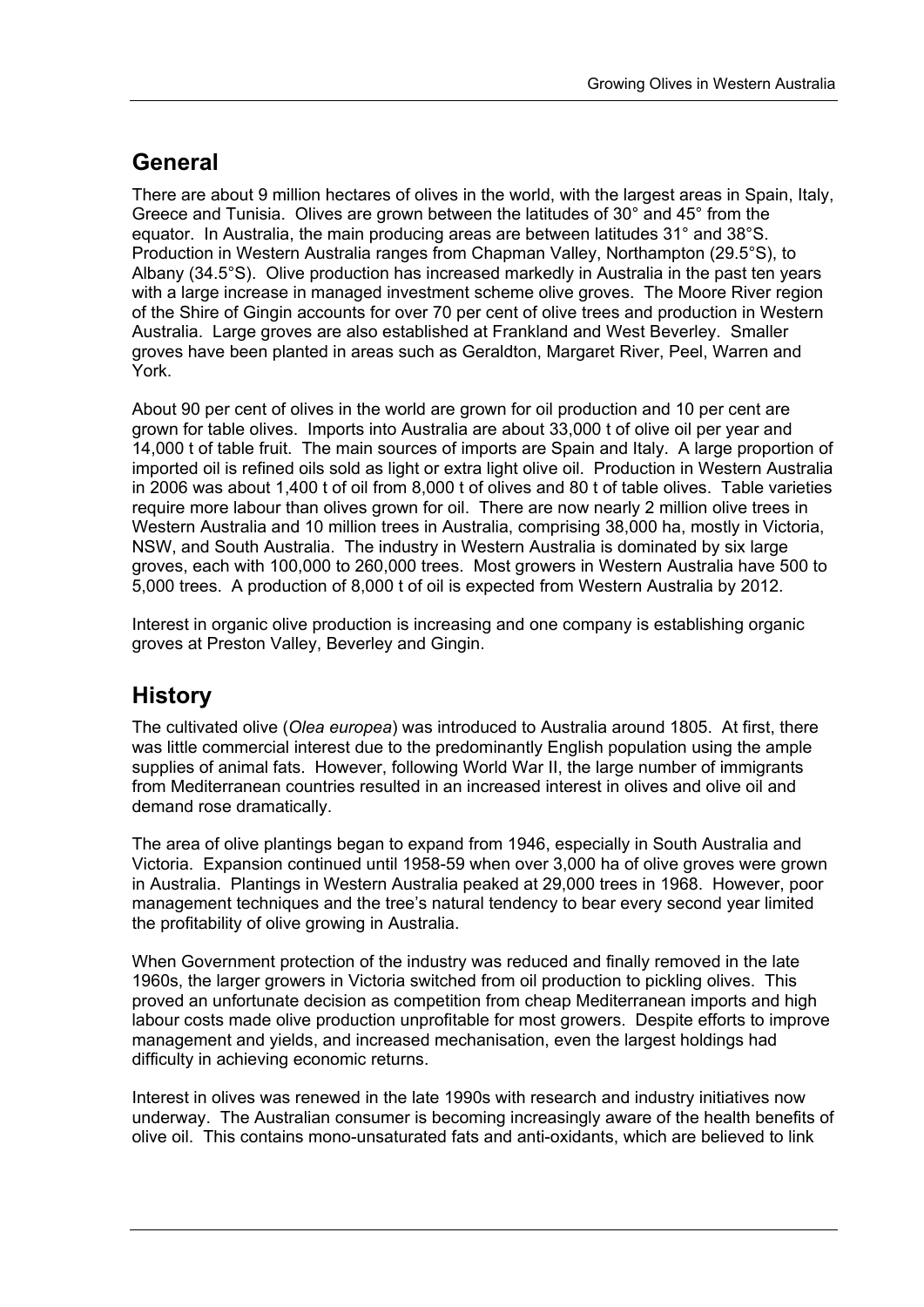## General

There are about 9 million hectares of olives in the world, with the largest areas in Spain, Italy, Greece and Tunisia. Olives are grown between the latitudes of 30° and 45° from the equator. In Australia, the main producing areas are between latitudes 31° and 38°S. Production in Western Australia ranges from Chapman Valley, Northampton (29.5°S), to Albany (34.5°S). Olive production has increased markedly in Australia in the past ten years with a large increase in managed investment scheme olive groves. The Moore River region of the Shire of Gingin accounts for over 70 per cent of olive trees and production in Western Australia. Large groves are also established at Frankland and West Beverley. Smaller groves have been planted in areas such as Geraldton, Margaret River, Peel, Warren and York.

About 90 per cent of olives in the world are grown for oil production and 10 per cent are grown for table olives. Imports into Australia are about 33,000 t of olive oil per year and 14,000 t of table fruit. The main sources of imports are Spain and Italy. A large proportion of imported oil is refined oils sold as light or extra light olive oil. Production in Western Australia in 2006 was about 1,400 t of oil from 8,000 t of olives and 80 t of table olives. Table varieties require more labour than olives grown for oil. There are now nearly 2 million olive trees in Western Australia and 10 million trees in Australia, comprising 38,000 ha, mostly in Victoria, NSW, and South Australia. The industry in Western Australia is dominated by six large groves, each with 100,000 to 260,000 trees. Most growers in Western Australia have 500 to 5,000 trees. A production of 8,000 t of oil is expected from Western Australia by 2012.

Interest in organic olive production is increasing and one company is establishing organic groves at Preston Valley, Beverley and Gingin.

## History

The cultivated olive (*Olea europea*) was introduced to Australia around 1805. At first, there was little commercial interest due to the predominantly English population using the ample supplies of animal fats. However, following World War II, the large number of immigrants from Mediterranean countries resulted in an increased interest in olives and olive oil and demand rose dramatically.

The area of olive plantings began to expand from 1946, especially in South Australia and Victoria. Expansion continued until 1958-59 when over 3,000 ha of olive groves were grown in Australia. Plantings in Western Australia peaked at 29,000 trees in 1968. However, poor management techniques and the tree's natural tendency to bear every second year limited the profitability of olive growing in Australia.

When Government protection of the industry was reduced and finally removed in the late 1960s, the larger growers in Victoria switched from oil production to pickling olives. This proved an unfortunate decision as competition from cheap Mediterranean imports and high labour costs made olive production unprofitable for most growers. Despite efforts to improve management and yields, and increased mechanisation, even the largest holdings had difficulty in achieving economic returns.

Interest in olives was renewed in the late 1990s with research and industry initiatives now underway. The Australian consumer is becoming increasingly aware of the health benefits of olive oil. This contains mono-unsaturated fats and anti-oxidants, which are believed to link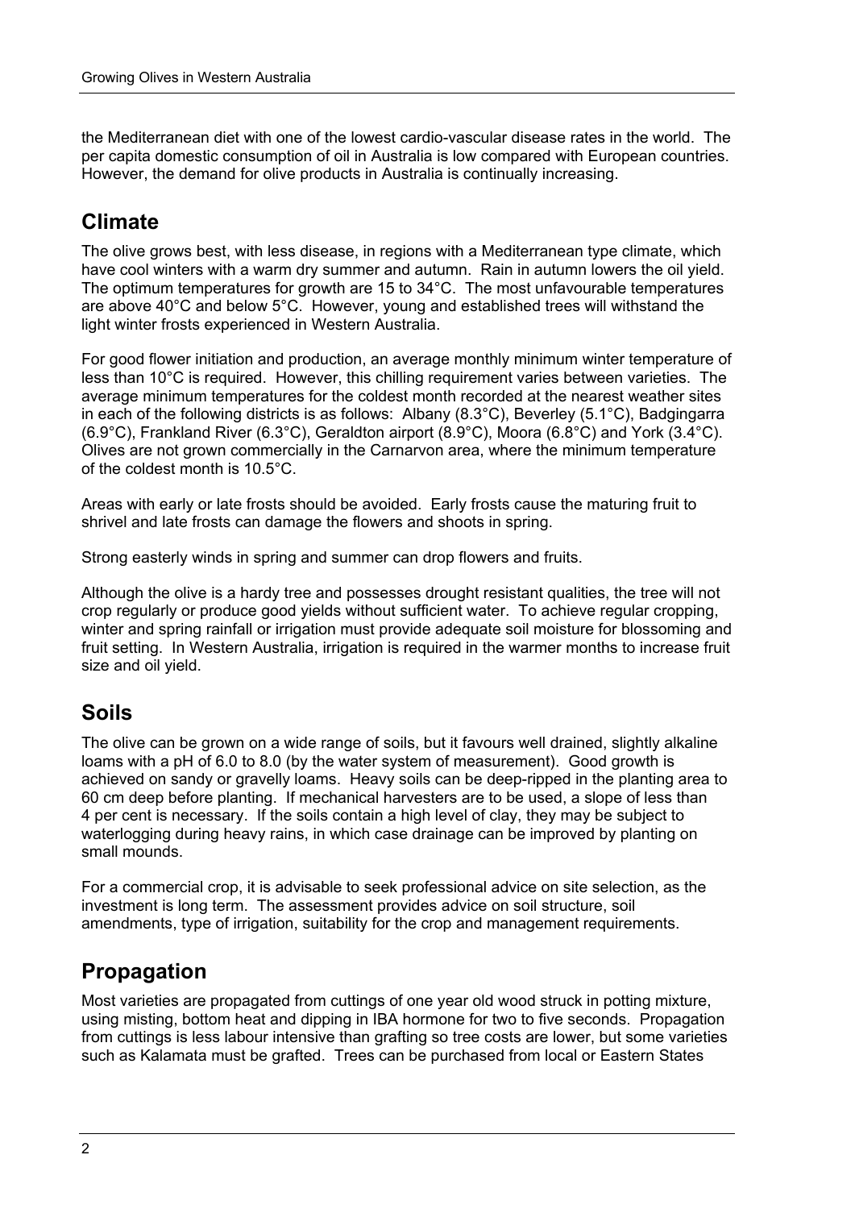the Mediterranean diet with one of the lowest cardio-vascular disease rates in the world. The per capita domestic consumption of oil in Australia is low compared with European countries. However, the demand for olive products in Australia is continually increasing.

## Climate

The olive grows best, with less disease, in regions with a Mediterranean type climate, which have cool winters with a warm dry summer and autumn. Rain in autumn lowers the oil yield. The optimum temperatures for growth are 15 to 34°C. The most unfavourable temperatures are above 40°C and below 5°C. However, young and established trees will withstand the light winter frosts experienced in Western Australia.

For good flower initiation and production, an average monthly minimum winter temperature of less than 10°C is required. However, this chilling requirement varies between varieties. The average minimum temperatures for the coldest month recorded at the nearest weather sites in each of the following districts is as follows: Albany (8.3°C), Beverley (5.1°C), Badgingarra (6.9°C), Frankland River (6.3°C), Geraldton airport (8.9°C), Moora (6.8°C) and York (3.4°C). Olives are not grown commercially in the Carnarvon area, where the minimum temperature of the coldest month is 10.5°C.

Areas with early or late frosts should be avoided. Early frosts cause the maturing fruit to shrivel and late frosts can damage the flowers and shoots in spring.

Strong easterly winds in spring and summer can drop flowers and fruits.

Although the olive is a hardy tree and possesses drought resistant qualities, the tree will not crop regularly or produce good yields without sufficient water. To achieve regular cropping, winter and spring rainfall or irrigation must provide adequate soil moisture for blossoming and fruit setting. In Western Australia, irrigation is required in the warmer months to increase fruit size and oil yield.

## Soils

The olive can be grown on a wide range of soils, but it favours well drained, slightly alkaline loams with a pH of 6.0 to 8.0 (by the water system of measurement). Good growth is achieved on sandy or gravelly loams. Heavy soils can be deep-ripped in the planting area to 60 cm deep before planting. If mechanical harvesters are to be used, a slope of less than 4 per cent is necessary. If the soils contain a high level of clay, they may be subject to waterlogging during heavy rains, in which case drainage can be improved by planting on small mounds.

For a commercial crop, it is advisable to seek professional advice on site selection, as the investment is long term. The assessment provides advice on soil structure, soil amendments, type of irrigation, suitability for the crop and management requirements.

## Propagation

Most varieties are propagated from cuttings of one year old wood struck in potting mixture, using misting, bottom heat and dipping in IBA hormone for two to five seconds. Propagation from cuttings is less labour intensive than grafting so tree costs are lower, but some varieties such as Kalamata must be grafted. Trees can be purchased from local or Eastern States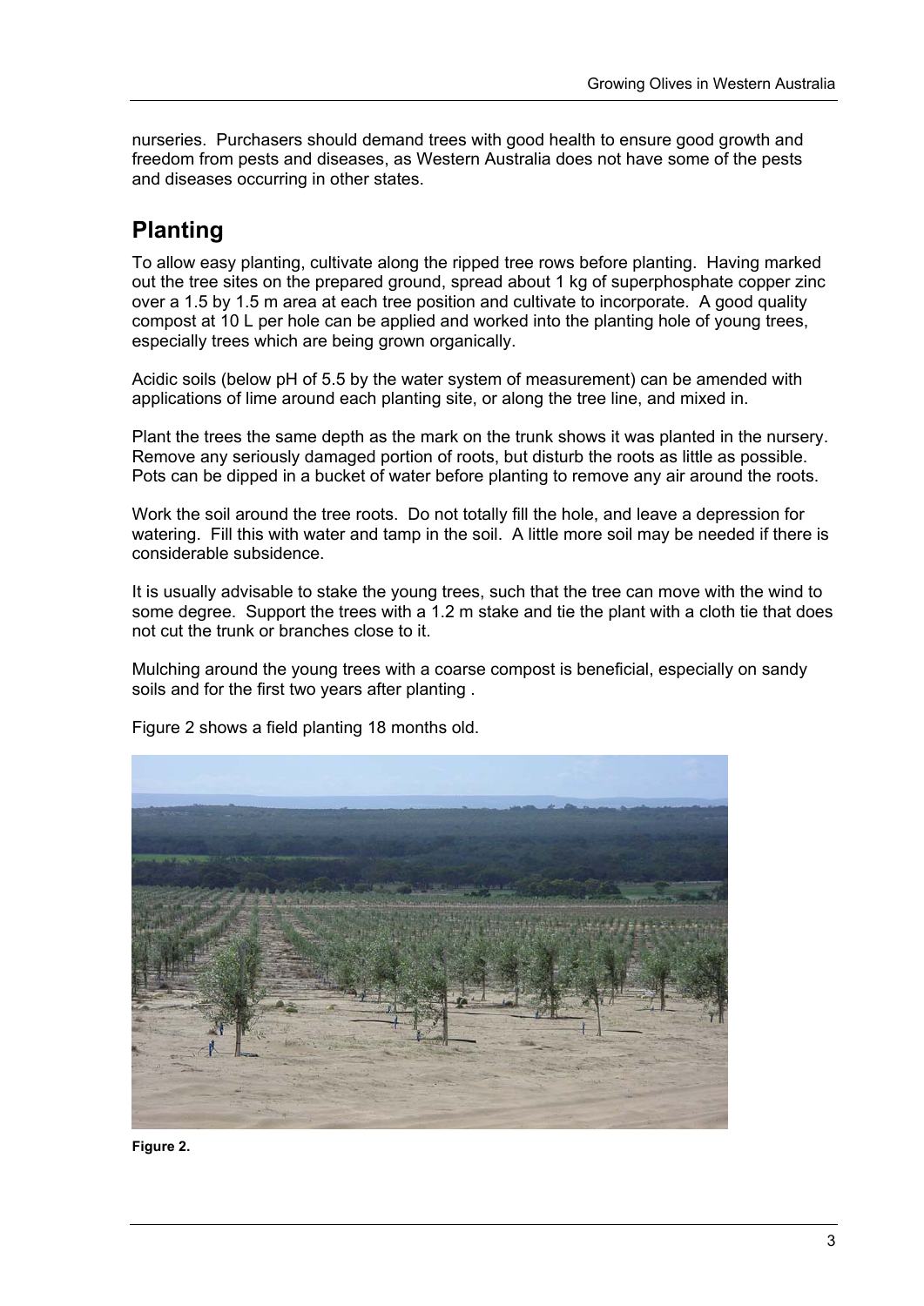nurseries. Purchasers should demand trees with good health to ensure good growth and freedom from pests and diseases, as Western Australia does not have some of the pests and diseases occurring in other states.

## Planting

To allow easy planting, cultivate along the ripped tree rows before planting. Having marked out the tree sites on the prepared ground, spread about 1 kg of superphosphate copper zinc over a 1.5 by 1.5 m area at each tree position and cultivate to incorporate. A good quality compost at 10 L per hole can be applied and worked into the planting hole of young trees, especially trees which are being grown organically.

Acidic soils (below pH of 5.5 by the water system of measurement) can be amended with applications of lime around each planting site, or along the tree line, and mixed in.

Plant the trees the same depth as the mark on the trunk shows it was planted in the nursery. Remove any seriously damaged portion of roots, but disturb the roots as little as possible. Pots can be dipped in a bucket of water before planting to remove any air around the roots.

Work the soil around the tree roots. Do not totally fill the hole, and leave a depression for watering. Fill this with water and tamp in the soil. A little more soil may be needed if there is considerable subsidence.

It is usually advisable to stake the young trees, such that the tree can move with the wind to some degree. Support the trees with a 1.2 m stake and tie the plant with a cloth tie that does not cut the trunk or branches close to it.

Mulching around the young trees with a coarse compost is beneficial, especially on sandy soils and for the first two years after planting .

Figure 2 shows a field planting 18 months old.

**Figure 2.**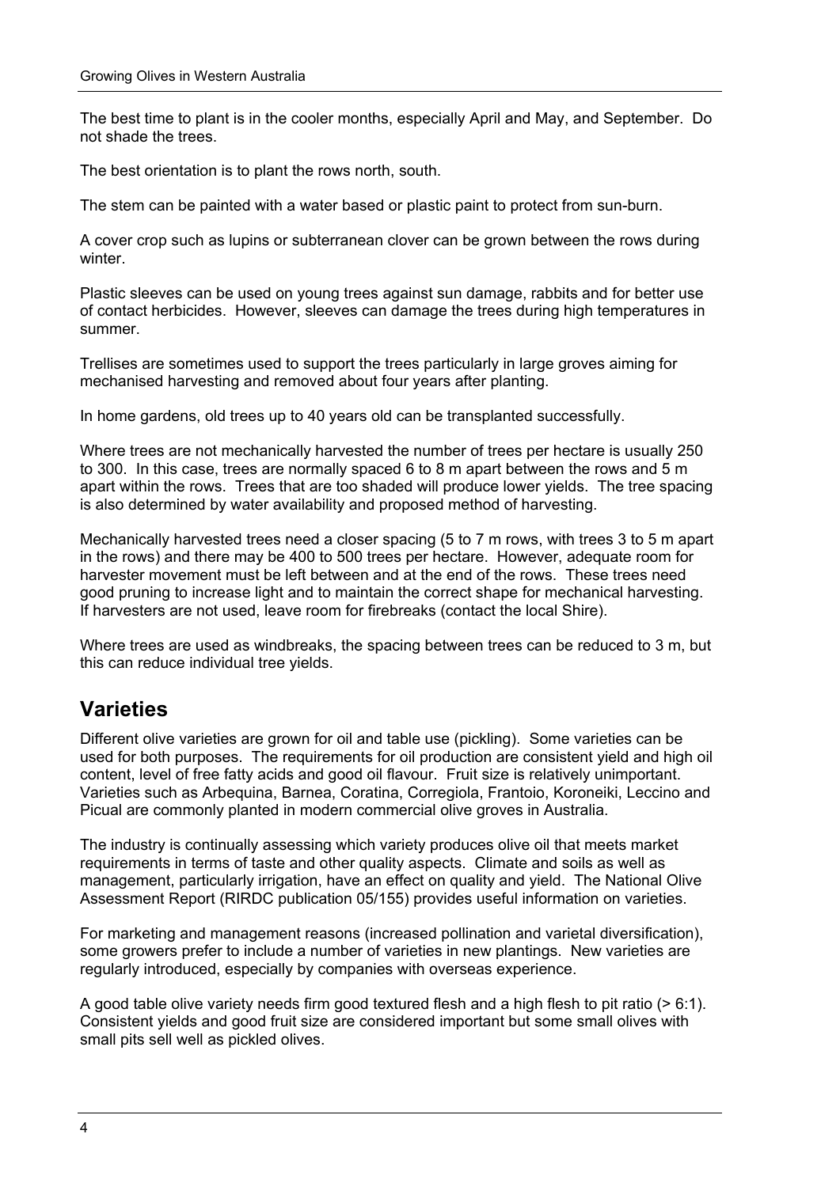The best time to plant is in the cooler months, especially April and May, and September. Do not shade the trees.

The best orientation is to plant the rows north, south.

The stem can be painted with a water based or plastic paint to protect from sun-burn.

A cover crop such as lupins or subterranean clover can be grown between the rows during winter.

Plastic sleeves can be used on young trees against sun damage, rabbits and for better use of contact herbicides. However, sleeves can damage the trees during high temperatures in summer.

Trellises are sometimes used to support the trees particularly in large groves aiming for mechanised harvesting and removed about four years after planting.

In home gardens, old trees up to 40 years old can be transplanted successfully.

Where trees are not mechanically harvested the number of trees per hectare is usually 250 to 300. In this case, trees are normally spaced 6 to 8 m apart between the rows and 5 m apart within the rows. Trees that are too shaded will produce lower yields. The tree spacing is also determined by water availability and proposed method of harvesting.

Mechanically harvested trees need a closer spacing (5 to 7 m rows, with trees 3 to 5 m apart in the rows) and there may be 400 to 500 trees per hectare. However, adequate room for harvester movement must be left between and at the end of the rows. These trees need good pruning to increase light and to maintain the correct shape for mechanical harvesting. If harvesters are not used, leave room for firebreaks (contact the local Shire).

Where trees are used as windbreaks, the spacing between trees can be reduced to 3 m, but this can reduce individual tree yields.

## Varieties

Different olive varieties are grown for oil and table use (pickling). Some varieties can be used for both purposes. The requirements for oil production are consistent yield and high oil content, level of free fatty acids and good oil flavour. Fruit size is relatively unimportant. Varieties such as Arbequina, Barnea, Coratina, Corregiola, Frantoio, Koroneiki, Leccino and Picual are commonly planted in modern commercial olive groves in Australia.

The industry is continually assessing which variety produces olive oil that meets market requirements in terms of taste and other quality aspects. Climate and soils as well as management, particularly irrigation, have an effect on quality and yield. The National Olive Assessment Report (RIRDC publication 05/155) provides useful information on varieties.

For marketing and management reasons (increased pollination and varietal diversification), some growers prefer to include a number of varieties in new plantings. New varieties are regularly introduced, especially by companies with overseas experience.

A good table olive variety needs firm good textured flesh and a high flesh to pit ratio (> 6:1). Consistent yields and good fruit size are considered important but some small olives with small pits sell well as pickled olives.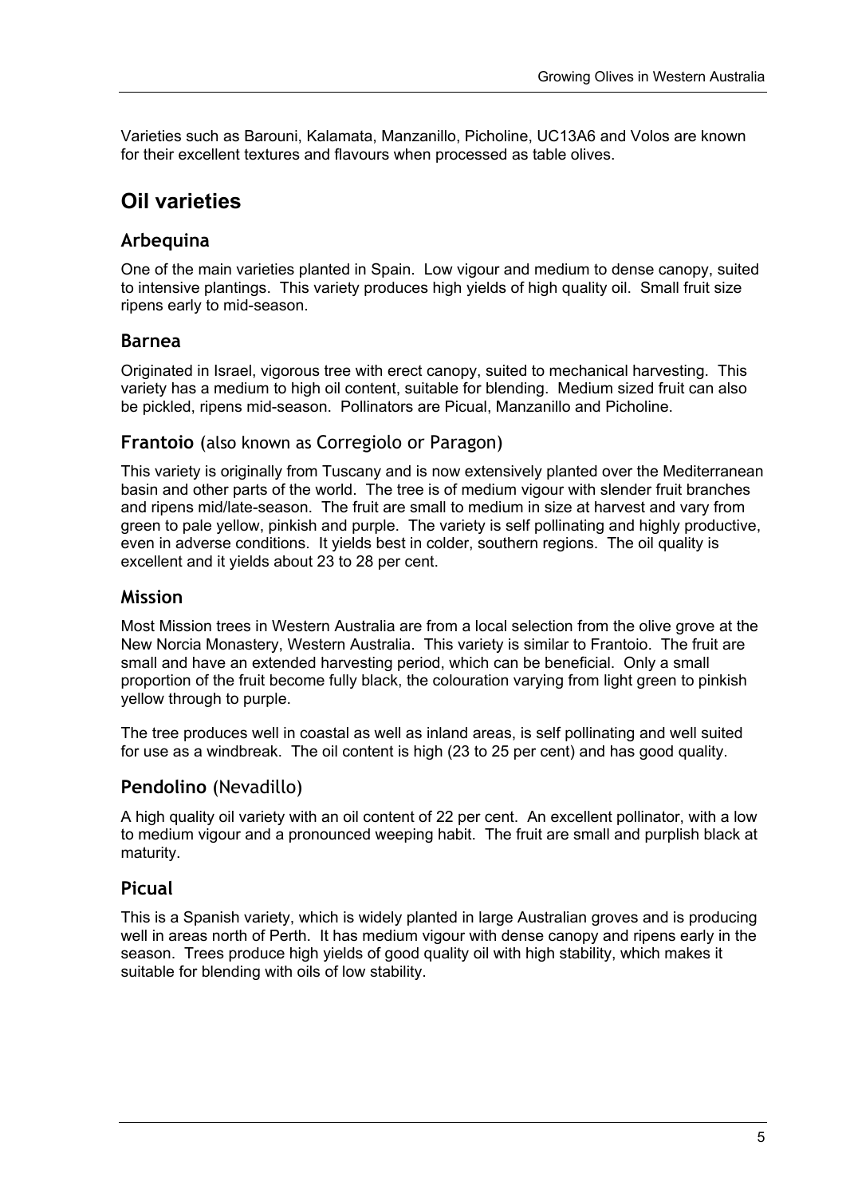Varieties such as Barouni, Kalamata, Manzanillo, Picholine, UC13A6 and Volos are known for their excellent textures and flavours when processed as table olives.

## Oil varieties

### Arbequina

One of the main varieties planted in Spain. Low vigour and medium to dense canopy, suited to intensive plantings. This variety produces high yields of high quality oil. Small fruit size ripens early to mid-season.

### Barnea

Originated in Israel, vigorous tree with erect canopy, suited to mechanical harvesting. This variety has a medium to high oil content, suitable for blending. Medium sized fruit can also be pickled, ripens mid-season. Pollinators are Picual, Manzanillo and Picholine.

### Frantoio (also known as Corregiolo or Paragon)

This variety is originally from Tuscany and is now extensively planted over the Mediterranean basin and other parts of the world. The tree is of medium vigour with slender fruit branches and ripens mid/late-season. The fruit are small to medium in size at harvest and vary from green to pale yellow, pinkish and purple. The variety is self pollinating and highly productive, even in adverse conditions. It yields best in colder, southern regions. The oil quality is excellent and it yields about 23 to 28 per cent.

### Mission

Most Mission trees in Western Australia are from a local selection from the olive grove at the New Norcia Monastery, Western Australia. This variety is similar to Frantoio. The fruit are small and have an extended harvesting period, which can be beneficial. Only a small proportion of the fruit become fully black, the colouration varying from light green to pinkish yellow through to purple.

The tree produces well in coastal as well as inland areas, is self pollinating and well suited for use as a windbreak. The oil content is high (23 to 25 per cent) and has good quality.

### Pendolino (Nevadillo)

A high quality oil variety with an oil content of 22 per cent. An excellent pollinator, with a low to medium vigour and a pronounced weeping habit. The fruit are small and purplish black at maturity.

### Picual

This is a Spanish variety, which is widely planted in large Australian groves and is producing well in areas north of Perth. It has medium vigour with dense canopy and ripens early in the season. Trees produce high yields of good quality oil with high stability, which makes it suitable for blending with oils of low stability.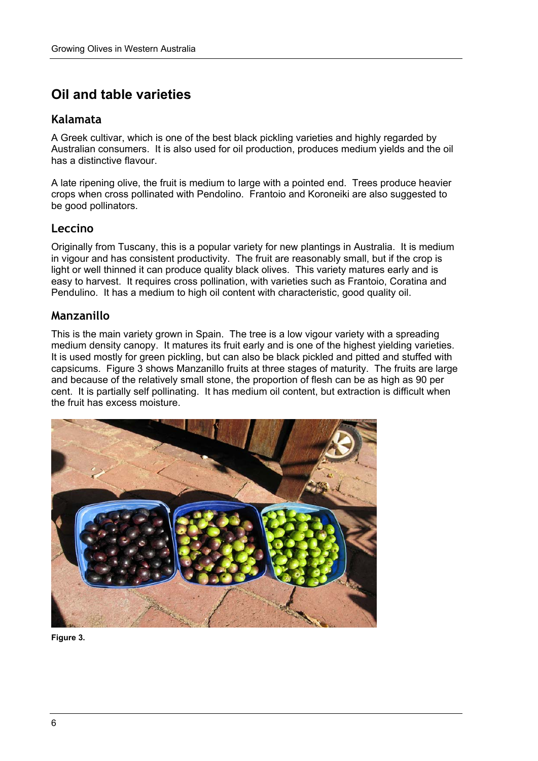## Oil and table varieties

### Kalamata

A Greek cultivar, which is one of the best black pickling varieties and highly regarded by Australian consumers. It is also used for oil production, produces medium yields and the oil has a distinctive flavour.

A late ripening olive, the fruit is medium to large with a pointed end. Trees produce heavier crops when cross pollinated with Pendolino. Frantoio and Koroneiki are also suggested to be good pollinators.

### Leccino

Originally from Tuscany, this is a popular variety for new plantings in Australia. It is medium in vigour and has consistent productivity. The fruit are reasonably small, but if the crop is light or well thinned it can produce quality black olives. This variety matures early and is easy to harvest. It requires cross pollination, with varieties such as Frantoio, Coratina and Pendulino. It has a medium to high oil content with characteristic, good quality oil.

### Manzanillo

This is the main variety grown in Spain. The tree is a low vigour variety with a spreading medium density canopy. It matures its fruit early and is one of the highest yielding varieties. It is used mostly for green pickling, but can also be black pickled and pitted and stuffed with capsicums. Figure 3 shows Manzanillo fruits at three stages of maturity. The fruits are large and because of the relatively small stone, the proportion of flesh can be as high as 90 per cent. It is partially self pollinating. It has medium oil content, but extraction is difficult when the fruit has excess moisture.

**Figure 3.**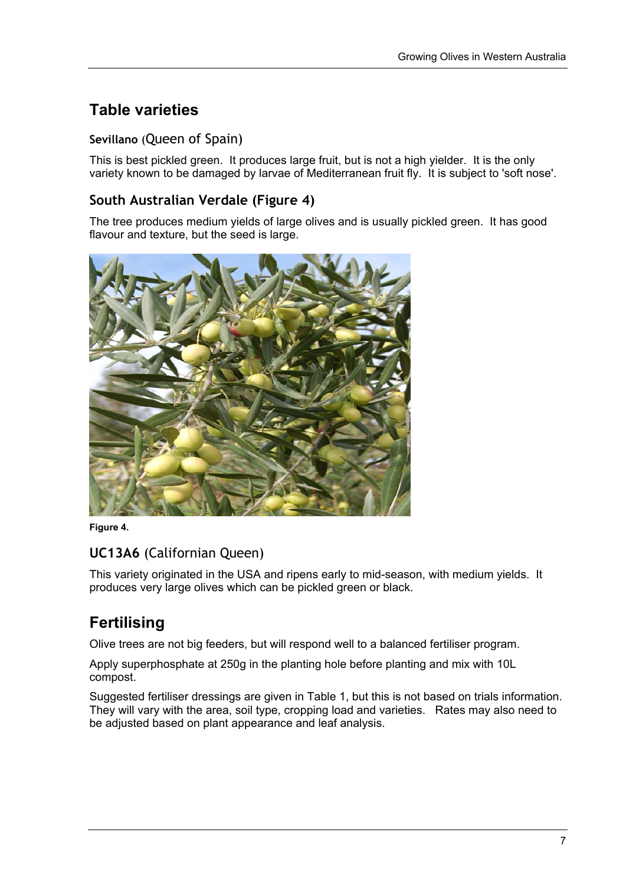## Table varieties

### Sevillano (Queen of Spain)

This is best pickled green. It produces large fruit, but is not a high yielder. It is the only variety known to be damaged by larvae of Mediterranean fruit fly. It is subject to 'soft nose'.

### South Australian Verdale (Figure 4)

The tree produces medium yields of large olives and is usually pickled green. It has good flavour and texture, but the seed is large.

**Figure 4.**

### UC13A6 (Californian Queen)

This variety originated in the USA and ripens early to mid-season, with medium yields. It produces very large olives which can be pickled green or black.

## Fertilising

Olive trees are not big feeders, but will respond well to a balanced fertiliser program.

Apply superphosphate at 250g in the planting hole before planting and mix with 10L compost.

Suggested fertiliser dressings are given in Table 1, but this is not based on trials information. They will vary with the area, soil type, cropping load and varieties. Rates may also need to be adjusted based on plant appearance and leaf analysis.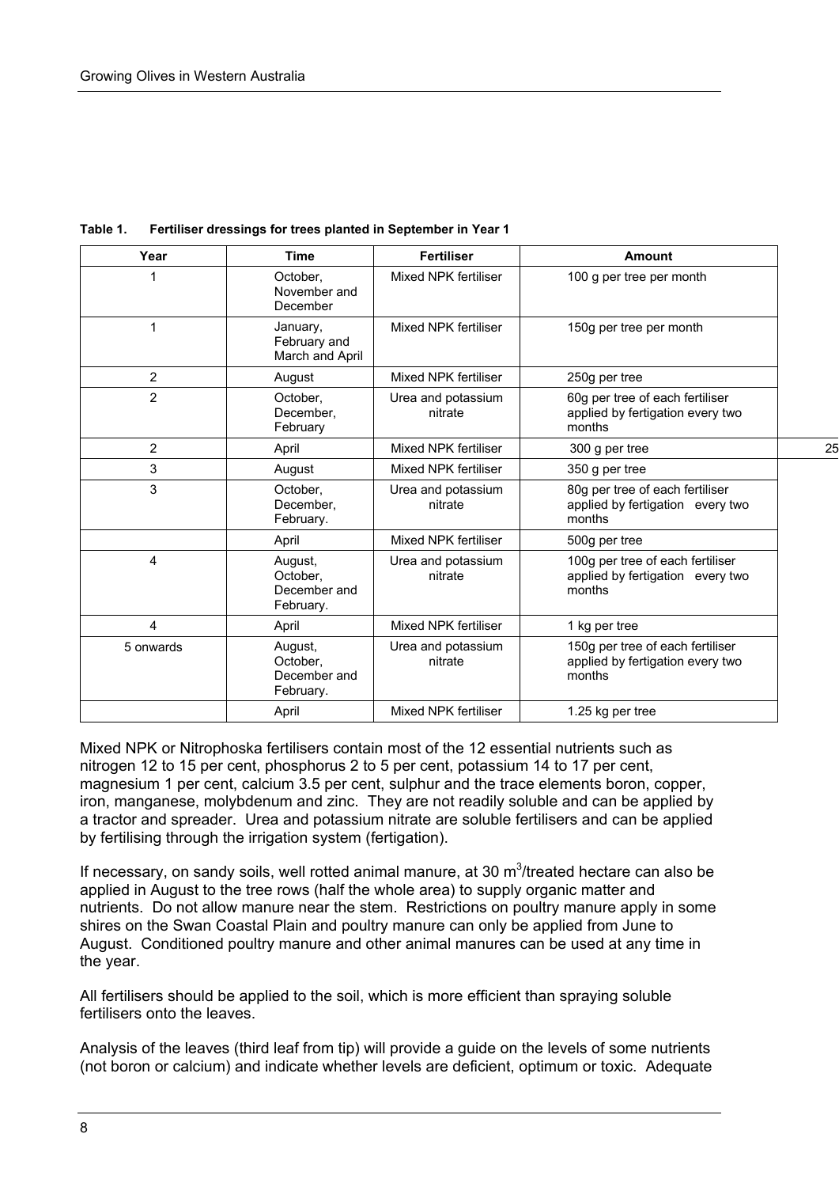**Table 1. Fertiliser dressings for trees planted in September in Year 1**

| Year | Time | Fertiliser | Amount |
|---|---|---|---|
| 1 | October, November and December | Mixed NPK fertiliser | 100 g per tree per month |
| 1 | January, February and March and April | Mixed NPK fertiliser | 150g per tree per month |
| 2 | August | Mixed NPK fertiliser | 250g per tree |
| 2 | October, December, February | Urea and potassium nitrate | 60g per tree of each fertiliser applied by fertigation every two months |
| 2 | April | Mixed NPK fertiliser | 300 g per tree |
| 3 | August | Mixed NPK fertiliser | 350 g per tree |
| 3 | October, December, February. | Urea and potassium nitrate | 80g per tree of each fertiliser applied by fertigation every two months |
| | April | Mixed NPK fertiliser | 500g per tree |
| 4 | August, October, December and February. | Urea and potassium nitrate | 100g per tree of each fertiliser applied by fertigation every two months |
| 4 | April | Mixed NPK fertiliser | 1 kg per tree |
| 5 onwards | August, October, December and February. | Urea and potassium nitrate | 150g per tree of each fertiliser applied by fertigation every two months |
| | April | Mixed NPK fertiliser | 1.25 kg per tree |

Mixed NPK or Nitrophoska fertilisers contain most of the 12 essential nutrients such as nitrogen 12 to 15 per cent, phosphorus 2 to 5 per cent, potassium 14 to 17 per cent, magnesium 1 per cent, calcium 3.5 per cent, sulphur and the trace elements boron, copper, iron, manganese, molybdenum and zinc. They are not readily soluble and can be applied by a tractor and spreader. Urea and potassium nitrate are soluble fertilisers and can be applied by fertilising through the irrigation system (fertigation).

If necessary, on sandy soils, well rotted animal manure, at 30 $m^3$/treated hectare can also be applied in August to the tree rows (half the whole area) to supply organic matter and nutrients. Do not allow manure near the stem. Restrictions on poultry manure apply in some shires on the Swan Coastal Plain and poultry manure can only be applied from June to August. Conditioned poultry manure and other animal manures can be used at any time in the year.

All fertilisers should be applied to the soil, which is more efficient than spraying soluble fertilisers onto the leaves.

Analysis of the leaves (third leaf from tip) will provide a guide on the levels of some nutrients (not boron or calcium) and indicate whether levels are deficient, optimum or toxic. Adequate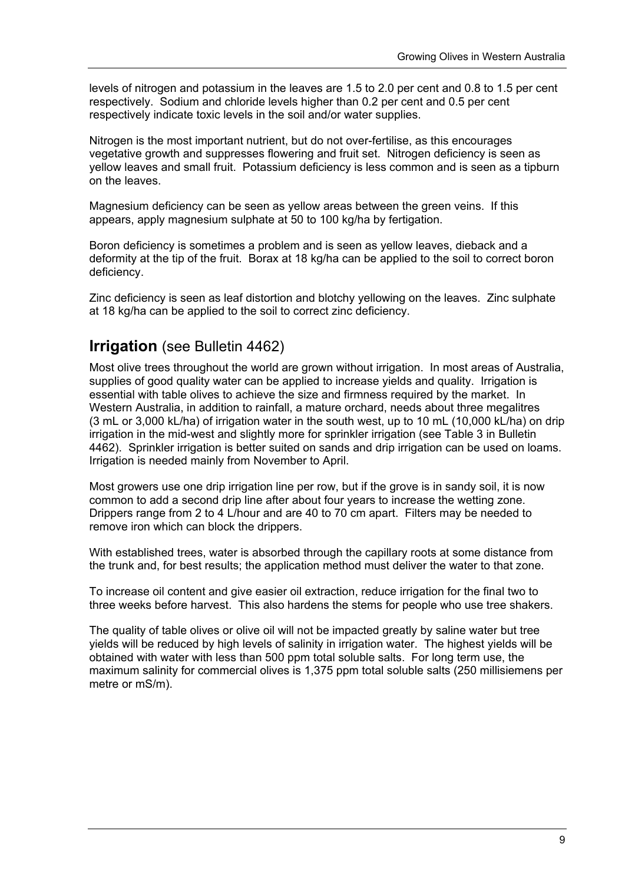levels of nitrogen and potassium in the leaves are 1.5 to 2.0 per cent and 0.8 to 1.5 per cent respectively. Sodium and chloride levels higher than 0.2 per cent and 0.5 per cent respectively indicate toxic levels in the soil and/or water supplies.

Nitrogen is the most important nutrient, but do not over-fertilise, as this encourages vegetative growth and suppresses flowering and fruit set. Nitrogen deficiency is seen as yellow leaves and small fruit. Potassium deficiency is less common and is seen as a tipburn on the leaves.

Magnesium deficiency can be seen as yellow areas between the green veins. If this appears, apply magnesium sulphate at 50 to 100 kg/ha by fertigation.

Boron deficiency is sometimes a problem and is seen as yellow leaves, dieback and a deformity at the tip of the fruit. Borax at 18 kg/ha can be applied to the soil to correct boron deficiency.

Zinc deficiency is seen as leaf distortion and blotchy yellowing on the leaves. Zinc sulphate at 18 kg/ha can be applied to the soil to correct zinc deficiency.

## **Irrigation** (see Bulletin 4462)

Most olive trees throughout the world are grown without irrigation. In most areas of Australia, supplies of good quality water can be applied to increase yields and quality. Irrigation is essential with table olives to achieve the size and firmness required by the market. In Western Australia, in addition to rainfall, a mature orchard, needs about three megalitres (3 mL or 3,000 kL/ha) of irrigation water in the south west, up to 10 mL (10,000 kL/ha) on drip irrigation in the mid-west and slightly more for sprinkler irrigation (see Table 3 in Bulletin 4462). Sprinkler irrigation is better suited on sands and drip irrigation can be used on loams. Irrigation is needed mainly from November to April.

Most growers use one drip irrigation line per row, but if the grove is in sandy soil, it is now common to add a second drip line after about four years to increase the wetting zone. Drippers range from 2 to 4 L/hour and are 40 to 70 cm apart. Filters may be needed to remove iron which can block the drippers.

With established trees, water is absorbed through the capillary roots at some distance from the trunk and, for best results; the application method must deliver the water to that zone.

To increase oil content and give easier oil extraction, reduce irrigation for the final two to three weeks before harvest. This also hardens the stems for people who use tree shakers.

The quality of table olives or olive oil will not be impacted greatly by saline water but tree yields will be reduced by high levels of salinity in irrigation water. The highest yields will be obtained with water with less than 500 ppm total soluble salts. For long term use, the maximum salinity for commercial olives is 1,375 ppm total soluble salts (250 millisiemens per metre or mS/m).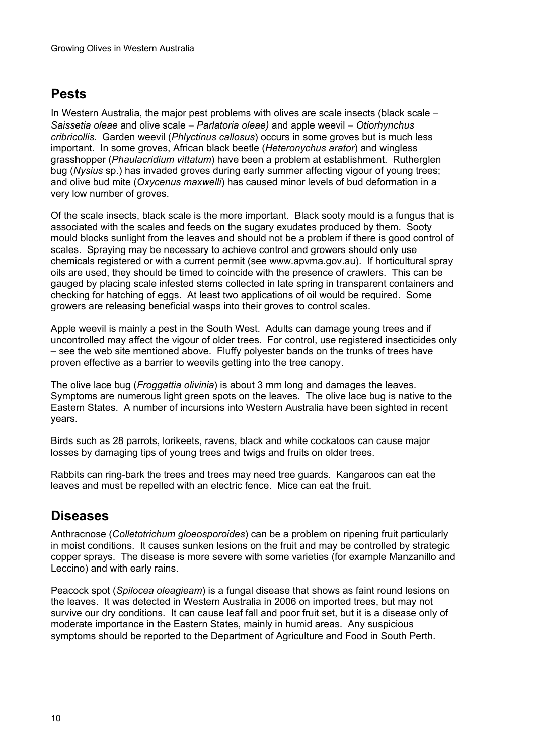## Pests

In Western Australia, the major pest problems with olives are scale insects (black scale – *Saissetia oleae* and olive scale – *Parlatoria oleae)* and apple weevil – *Otiorhynchus cribricollis*. Garden weevil (*Phlyctinus callosus*) occurs in some groves but is much less important. In some groves, African black beetle (*Heteronychus arator*) and wingless grasshopper (*Phaulacridium vittatum*) have been a problem at establishment. Rutherglen bug (*Nysius* sp.) has invaded groves during early summer affecting vigour of young trees; and olive bud mite (*Oxycenus maxwelli*) has caused minor levels of bud deformation in a very low number of groves.

Of the scale insects, black scale is the more important. Black sooty mould is a fungus that is associated with the scales and feeds on the sugary exudates produced by them. Sooty mould blocks sunlight from the leaves and should not be a problem if there is good control of scales. Spraying may be necessary to achieve control and growers should only use chemicals registered or with a current permit (see www.apvma.gov.au). If horticultural spray oils are used, they should be timed to coincide with the presence of crawlers. This can be gauged by placing scale infested stems collected in late spring in transparent containers and checking for hatching of eggs. At least two applications of oil would be required. Some growers are releasing beneficial wasps into their groves to control scales.

Apple weevil is mainly a pest in the South West. Adults can damage young trees and if uncontrolled may affect the vigour of older trees. For control, use registered insecticides only – see the web site mentioned above. Fluffy polyester bands on the trunks of trees have proven effective as a barrier to weevils getting into the tree canopy.

The olive lace bug (*Froggattia olivinia*) is about 3 mm long and damages the leaves. Symptoms are numerous light green spots on the leaves. The olive lace bug is native to the Eastern States. A number of incursions into Western Australia have been sighted in recent years.

Birds such as 28 parrots, lorikeets, ravens, black and white cockatoos can cause major losses by damaging tips of young trees and twigs and fruits on older trees.

Rabbits can ring-bark the trees and trees may need tree guards. Kangaroos can eat the leaves and must be repelled with an electric fence. Mice can eat the fruit.

## Diseases

Anthracnose (*Colletotrichum gloeosporoides*) can be a problem on ripening fruit particularly in moist conditions. It causes sunken lesions on the fruit and may be controlled by strategic copper sprays. The disease is more severe with some varieties (for example Manzanillo and Leccino) and with early rains.

Peacock spot (*Spilocea oleagieam*) is a fungal disease that shows as faint round lesions on the leaves. It was detected in Western Australia in 2006 on imported trees, but may not survive our dry conditions. It can cause leaf fall and poor fruit set, but it is a disease only of moderate importance in the Eastern States, mainly in humid areas. Any suspicious symptoms should be reported to the Department of Agriculture and Food in South Perth.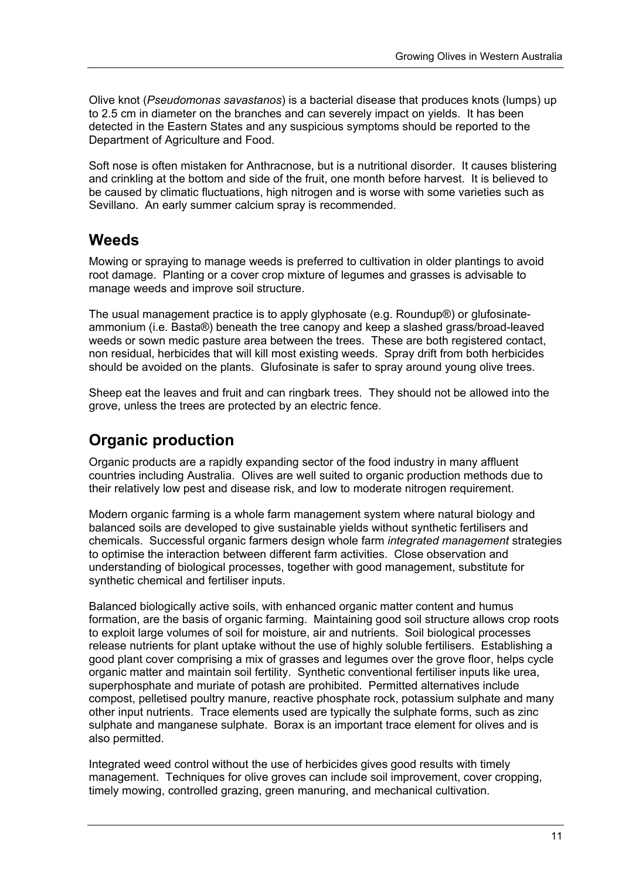Olive knot (*Pseudomonas savastanos*) is a bacterial disease that produces knots (lumps) up to 2.5 cm in diameter on the branches and can severely impact on yields. It has been detected in the Eastern States and any suspicious symptoms should be reported to the Department of Agriculture and Food.

Soft nose is often mistaken for Anthracnose, but is a nutritional disorder. It causes blistering and crinkling at the bottom and side of the fruit, one month before harvest. It is believed to be caused by climatic fluctuations, high nitrogen and is worse with some varieties such as Sevillano. An early summer calcium spray is recommended.

## Weeds

Mowing or spraying to manage weeds is preferred to cultivation in older plantings to avoid root damage. Planting or a cover crop mixture of legumes and grasses is advisable to manage weeds and improve soil structure.

The usual management practice is to apply glyphosate (e.g. Roundup®) or glufosinate-ammonium (i.e. Basta®) beneath the tree canopy and keep a slashed grass/broad-leaved weeds or sown medic pasture area between the trees. These are both registered contact, non residual, herbicides that will kill most existing weeds. Spray drift from both herbicides should be avoided on the plants. Glufosinate is safer to spray around young olive trees.

Sheep eat the leaves and fruit and can ringbark trees. They should not be allowed into the grove, unless the trees are protected by an electric fence.

## Organic production

Organic products are a rapidly expanding sector of the food industry in many affluent countries including Australia. Olives are well suited to organic production methods due to their relatively low pest and disease risk, and low to moderate nitrogen requirement.

Modern organic farming is a whole farm management system where natural biology and balanced soils are developed to give sustainable yields without synthetic fertilisers and chemicals. Successful organic farmers design whole farm *integrated management* strategies to optimise the interaction between different farm activities. Close observation and understanding of biological processes, together with good management, substitute for synthetic chemical and fertiliser inputs.

Balanced biologically active soils, with enhanced organic matter content and humus formation, are the basis of organic farming. Maintaining good soil structure allows crop roots to exploit large volumes of soil for moisture, air and nutrients. Soil biological processes release nutrients for plant uptake without the use of highly soluble fertilisers. Establishing a good plant cover comprising a mix of grasses and legumes over the grove floor, helps cycle organic matter and maintain soil fertility. Synthetic conventional fertiliser inputs like urea, superphosphate and muriate of potash are prohibited. Permitted alternatives include compost, pelletised poultry manure, reactive phosphate rock, potassium sulphate and many other input nutrients. Trace elements used are typically the sulphate forms, such as zinc sulphate and manganese sulphate. Borax is an important trace element for olives and is also permitted.

Integrated weed control without the use of herbicides gives good results with timely management. Techniques for olive groves can include soil improvement, cover cropping, timely mowing, controlled grazing, green manuring, and mechanical cultivation.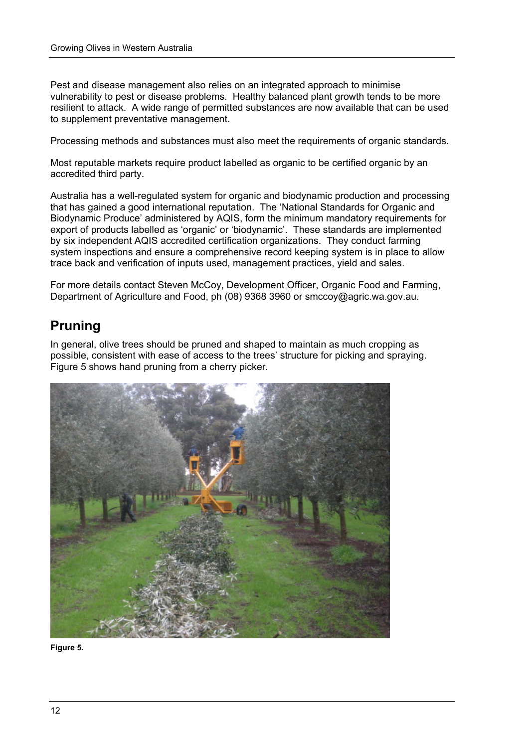Pest and disease management also relies on an integrated approach to minimise vulnerability to pest or disease problems. Healthy balanced plant growth tends to be more resilient to attack. A wide range of permitted substances are now available that can be used to supplement preventative management.

Processing methods and substances must also meet the requirements of organic standards.

Most reputable markets require product labelled as organic to be certified organic by an accredited third party.

Australia has a well-regulated system for organic and biodynamic production and processing that has gained a good international reputation. The 'National Standards for Organic and Biodynamic Produce' administered by AQIS, form the minimum mandatory requirements for export of products labelled as 'organic' or 'biodynamic'. These standards are implemented by six independent AQIS accredited certification organizations. They conduct farming system inspections and ensure a comprehensive record keeping system is in place to allow trace back and verification of inputs used, management practices, yield and sales.

For more details contact Steven McCoy, Development Officer, Organic Food and Farming, Department of Agriculture and Food, ph (08) 9368 3960 or smccoy@agric.wa.gov.au.

## Pruning

In general, olive trees should be pruned and shaped to maintain as much cropping as possible, consistent with ease of access to the trees' structure for picking and spraying. Figure 5 shows hand pruning from a cherry picker.

**Figure 5.**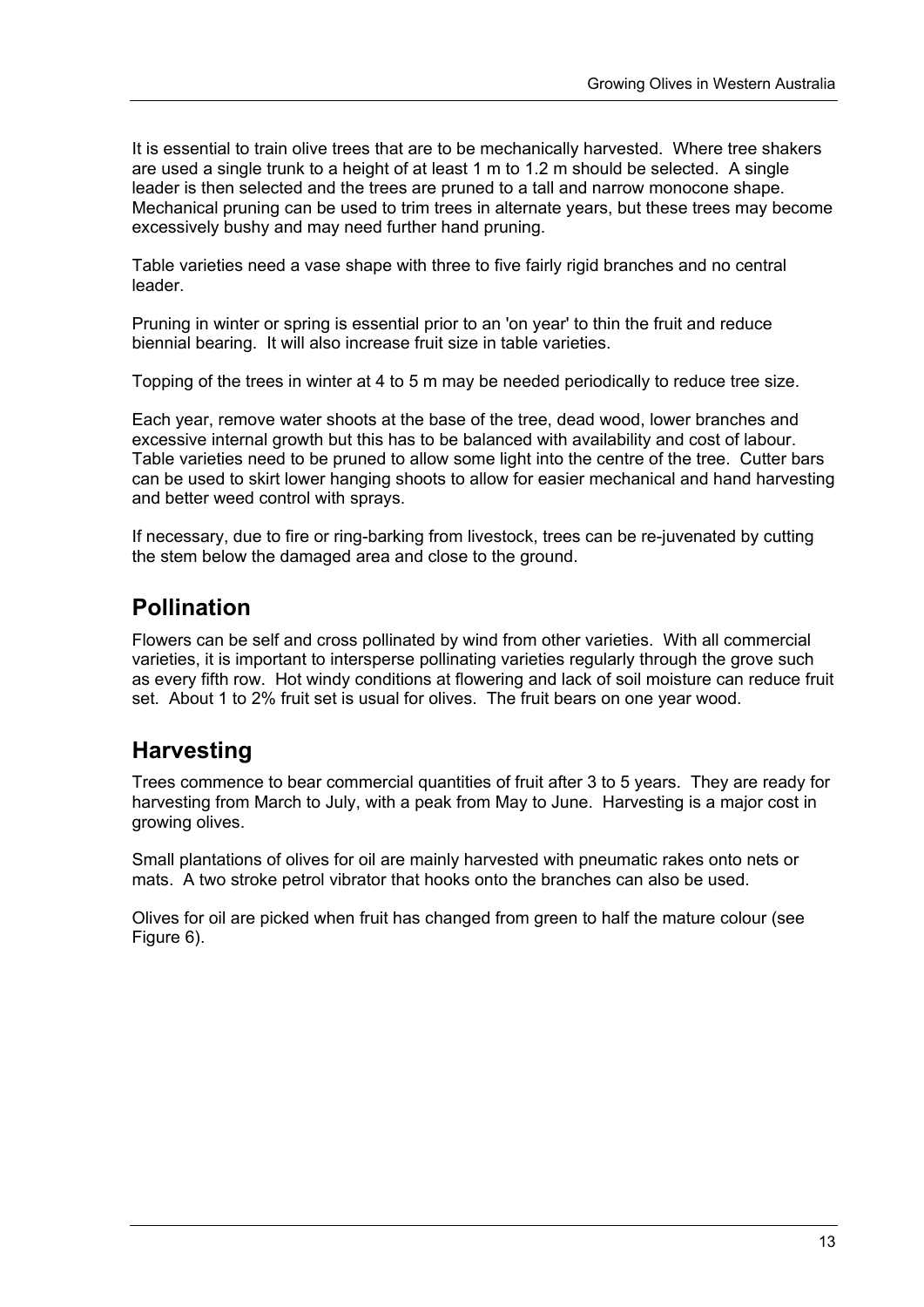It is essential to train olive trees that are to be mechanically harvested. Where tree shakers are used a single trunk to a height of at least 1 m to 1.2 m should be selected. A single leader is then selected and the trees are pruned to a tall and narrow monocone shape. Mechanical pruning can be used to trim trees in alternate years, but these trees may become excessively bushy and may need further hand pruning.

Table varieties need a vase shape with three to five fairly rigid branches and no central leader.

Pruning in winter or spring is essential prior to an 'on year' to thin the fruit and reduce biennial bearing. It will also increase fruit size in table varieties.

Topping of the trees in winter at 4 to 5 m may be needed periodically to reduce tree size.

Each year, remove water shoots at the base of the tree, dead wood, lower branches and excessive internal growth but this has to be balanced with availability and cost of labour. Table varieties need to be pruned to allow some light into the centre of the tree. Cutter bars can be used to skirt lower hanging shoots to allow for easier mechanical and hand harvesting and better weed control with sprays.

If necessary, due to fire or ring-barking from livestock, trees can be re-juvenated by cutting the stem below the damaged area and close to the ground.

## Pollination

Flowers can be self and cross pollinated by wind from other varieties. With all commercial varieties, it is important to intersperse pollinating varieties regularly through the grove such as every fifth row. Hot windy conditions at flowering and lack of soil moisture can reduce fruit set. About 1 to 2% fruit set is usual for olives. The fruit bears on one year wood.

## Harvesting

Trees commence to bear commercial quantities of fruit after 3 to 5 years. They are ready for harvesting from March to July, with a peak from May to June. Harvesting is a major cost in growing olives.

Small plantations of olives for oil are mainly harvested with pneumatic rakes onto nets or mats. A two stroke petrol vibrator that hooks onto the branches can also be used.

Olives for oil are picked when fruit has changed from green to half the mature colour (see Figure 6).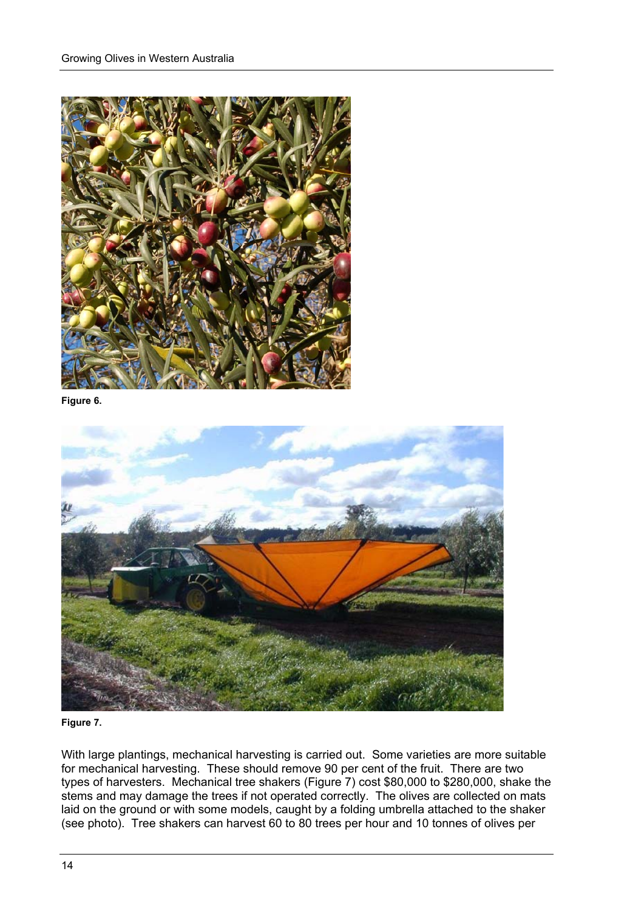Figure 6.

Figure 7.

With large plantings, mechanical harvesting is carried out. Some varieties are more suitable for mechanical harvesting. These should remove 90 per cent of the fruit. There are two types of harvesters. Mechanical tree shakers (Figure 7) cost $80,000 to $280,000, shake the stems and may damage the trees if not operated correctly. The olives are collected on mats laid on the ground or with some models, caught by a folding umbrella attached to the shaker (see photo). Tree shakers can harvest 60 to 80 trees per hour and 10 tonnes of olives per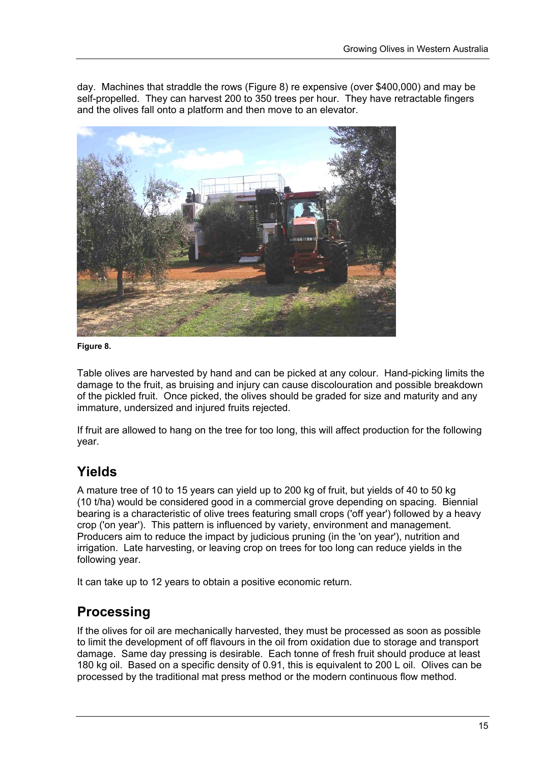day. Machines that straddle the rows (Figure 8) re expensive (over $400,000) and may be self-propelled. They can harvest 200 to 350 trees per hour. They have retractable fingers and the olives fall onto a platform and then move to an elevator.

**Figure 8.**

Table olives are harvested by hand and can be picked at any colour. Hand-picking limits the damage to the fruit, as bruising and injury can cause discolouration and possible breakdown of the pickled fruit. Once picked, the olives should be graded for size and maturity and any immature, undersized and injured fruits rejected.

If fruit are allowed to hang on the tree for too long, this will affect production for the following year.

## Yields

A mature tree of 10 to 15 years can yield up to 200 kg of fruit, but yields of 40 to 50 kg (10 t/ha) would be considered good in a commercial grove depending on spacing. Biennial bearing is a characteristic of olive trees featuring small crops ('off year') followed by a heavy crop ('on year'). This pattern is influenced by variety, environment and management. Producers aim to reduce the impact by judicious pruning (in the 'on year'), nutrition and irrigation. Late harvesting, or leaving crop on trees for too long can reduce yields in the following year.

It can take up to 12 years to obtain a positive economic return.

## Processing

If the olives for oil are mechanically harvested, they must be processed as soon as possible to limit the development of off flavours in the oil from oxidation due to storage and transport damage. Same day pressing is desirable. Each tonne of fresh fruit should produce at least 180 kg oil. Based on a specific density of 0.91, this is equivalent to 200 L oil. Olives can be processed by the traditional mat press method or the modern continuous flow method.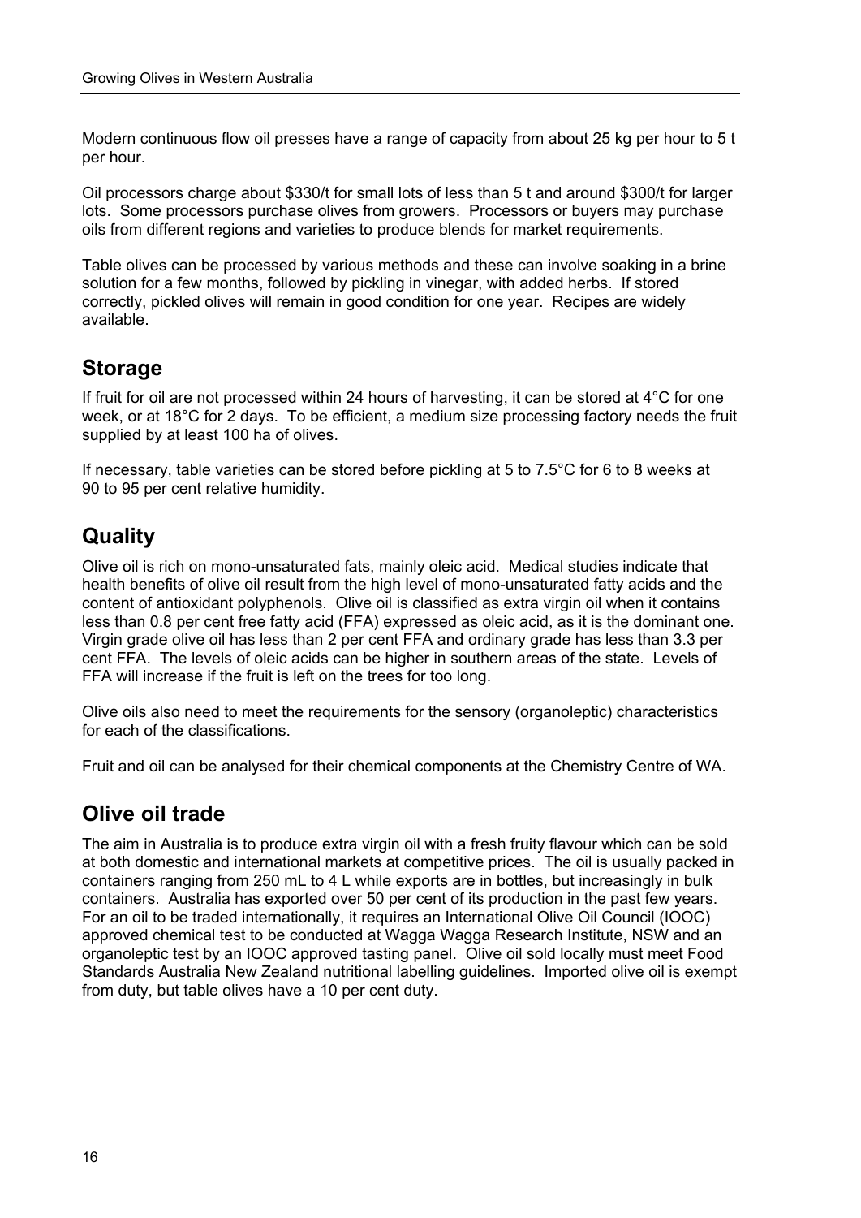Modern continuous flow oil presses have a range of capacity from about 25 kg per hour to 5 t per hour.

Oil processors charge about $330/t for small lots of less than 5 t and around $300/t for larger lots. Some processors purchase olives from growers. Processors or buyers may purchase oils from different regions and varieties to produce blends for market requirements.

Table olives can be processed by various methods and these can involve soaking in a brine solution for a few months, followed by pickling in vinegar, with added herbs. If stored correctly, pickled olives will remain in good condition for one year. Recipes are widely available.

## Storage

If fruit for oil are not processed within 24 hours of harvesting, it can be stored at 4°C for one week, or at 18°C for 2 days. To be efficient, a medium size processing factory needs the fruit supplied by at least 100 ha of olives.

If necessary, table varieties can be stored before pickling at 5 to 7.5°C for 6 to 8 weeks at 90 to 95 per cent relative humidity.

## Quality

Olive oil is rich on mono-unsaturated fats, mainly oleic acid. Medical studies indicate that health benefits of olive oil result from the high level of mono-unsaturated fatty acids and the content of antioxidant polyphenols. Olive oil is classified as extra virgin oil when it contains less than 0.8 per cent free fatty acid (FFA) expressed as oleic acid, as it is the dominant one. Virgin grade olive oil has less than 2 per cent FFA and ordinary grade has less than 3.3 per cent FFA. The levels of oleic acids can be higher in southern areas of the state. Levels of FFA will increase if the fruit is left on the trees for too long.

Olive oils also need to meet the requirements for the sensory (organoleptic) characteristics for each of the classifications.

Fruit and oil can be analysed for their chemical components at the Chemistry Centre of WA.

## Olive oil trade

The aim in Australia is to produce extra virgin oil with a fresh fruity flavour which can be sold at both domestic and international markets at competitive prices. The oil is usually packed in containers ranging from 250 mL to 4 L while exports are in bottles, but increasingly in bulk containers. Australia has exported over 50 per cent of its production in the past few years. For an oil to be traded internationally, it requires an International Olive Oil Council (IOOC) approved chemical test to be conducted at Wagga Wagga Research Institute, NSW and an organoleptic test by an IOOC approved tasting panel. Olive oil sold locally must meet Food Standards Australia New Zealand nutritional labelling guidelines. Imported olive oil is exempt from duty, but table olives have a 10 per cent duty.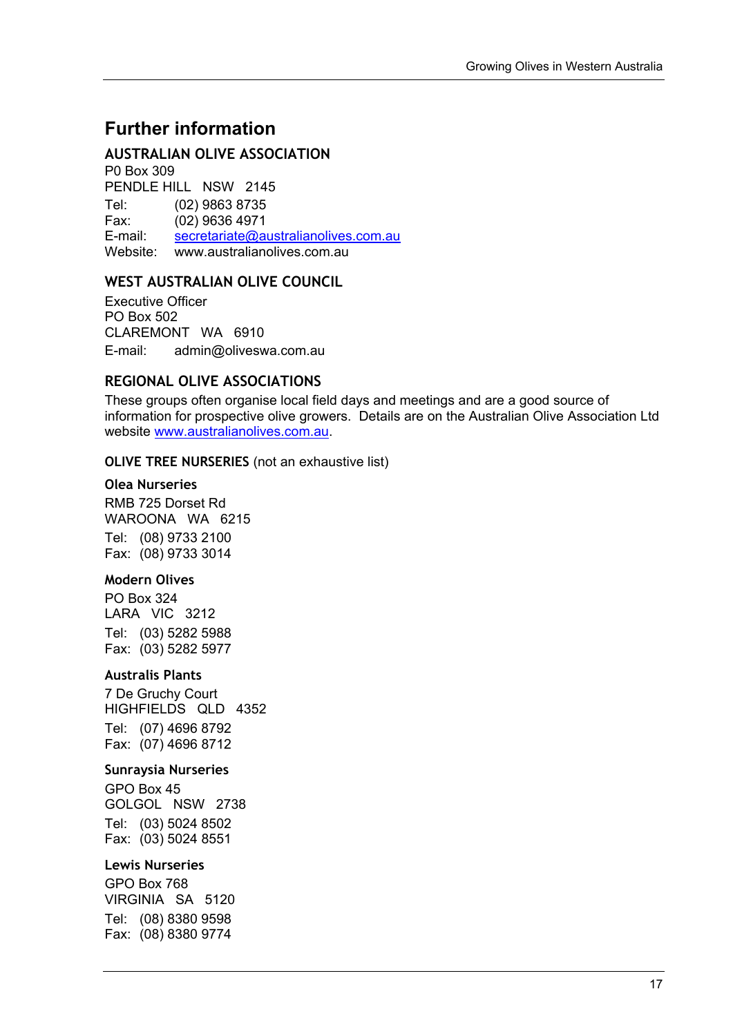# Further information

## AUSTRALIAN OLIVE ASSOCIATION

P0 Box 309
PENDLE HILL NSW 2145

Tel: (02) 9863 8735
Fax: (02) 9636 4971
E-mail: secretariate@australianolives.com.au
Website: www.australianolives.com.au

## WEST AUSTRALIAN OLIVE COUNCIL

Executive Officer
PO Box 502
CLAREMONT WA 6910

E-mail: admin@oliveswa.com.au

## REGIONAL OLIVE ASSOCIATIONS

These groups often organise local field days and meetings and are a good source of information for prospective olive growers. Details are on the Australian Olive Association Ltd website www.australianolives.com.au.

**OLIVE TREE NURSERIES** (not an exhaustive list)

### Olea Nurseries

RMB 725 Dorset Rd
WAROONA WA 6215

Tel: (08) 9733 2100
Fax: (08) 9733 3014

### Modern Olives

PO Box 324
LARA VIC 3212

Tel: (03) 5282 5988
Fax: (03) 5282 5977

### Australis Plants

7 De Gruchy Court
HIGHFIELDS QLD 4352

Tel: (07) 4696 8792
Fax: (07) 4696 8712

### Sunraysia Nurseries

GPO Box 45
GOLGOL NSW 2738

Tel: (03) 5024 8502
Fax: (03) 5024 8551

### Lewis Nurseries

GPO Box 768
VIRGINIA SA 5120

Tel: (08) 8380 9598
Fax: (08) 8380 9774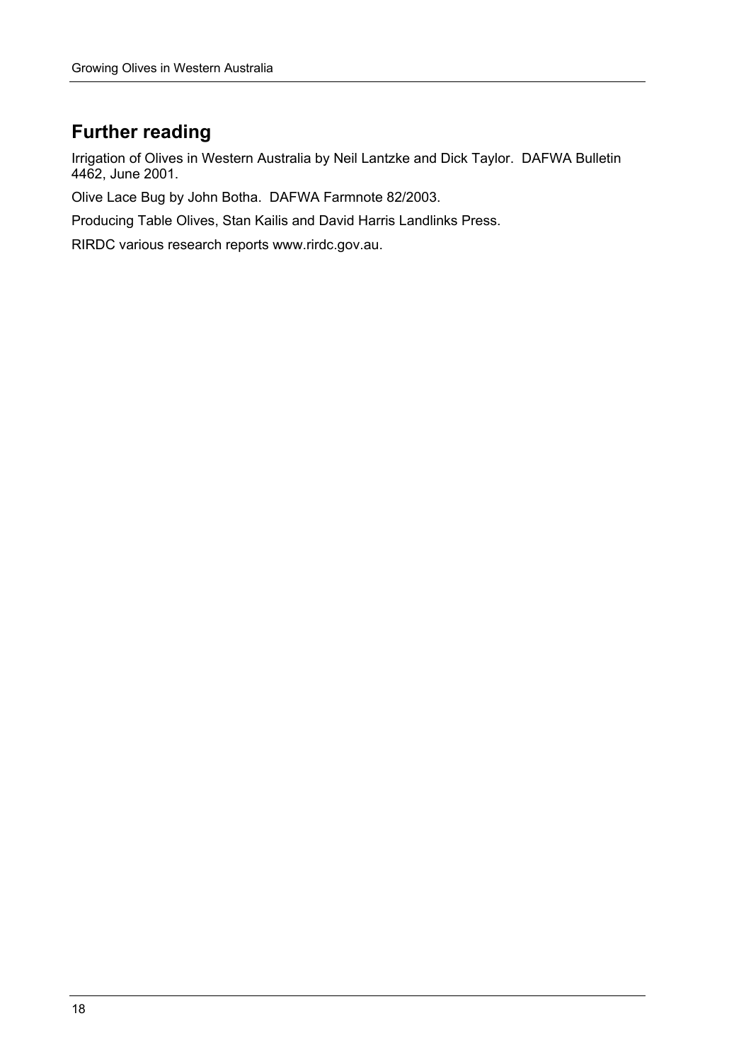## Further reading

Irrigation of Olives in Western Australia by Neil Lantzke and Dick Taylor. DAFWA Bulletin 4462, June 2001.

Olive Lace Bug by John Botha. DAFWA Farmnote 82/2003.

Producing Table Olives, Stan Kailis and David Harris Landlinks Press.

RIRDC various research reports www.rirdc.gov.au.